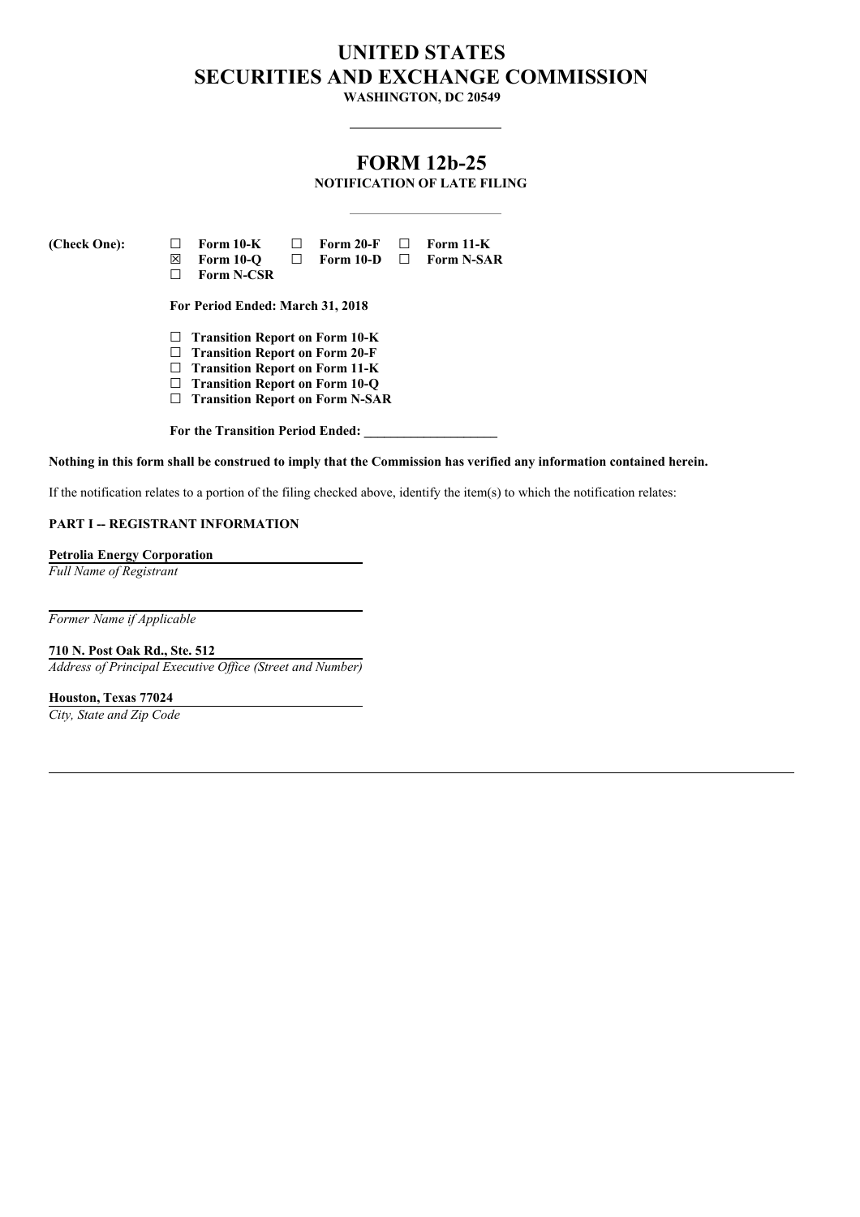# UNITED STATES
# SECURITIES AND EXCHANGE COMMISSION

**WASHINGTON, DC 20549**

---

## FORM 12b-25

**NOTIFICATION OF LATE FILING**

---

**(Check One):**

☐ **Form 10-K** ☐ **Form 20-F** ☐ **Form 11-K**
☒ **Form 10-Q** ☐ **Form 10-D** ☐ **Form N-SAR**
☐ **Form N-CSR**

**For Period Ended: March 31, 2018**

☐ **Transition Report on Form 10-K**
☐ **Transition Report on Form 20-F**
☐ **Transition Report on Form 11-K**
☐ **Transition Report on Form 10-Q**
☐ **Transition Report on Form N-SAR**

**For the Transition Period Ended: ____________________**

**Nothing in this form shall be construed to imply that the Commission has verified any information contained herein.**

If the notification relates to a portion of the filing checked above, identify the item(s) to which the notification relates:

**PART I -- REGISTRANT INFORMATION**

**Petrolia Energy Corporation**
*Full Name of Registrant*

*Former Name if Applicable*

**710 N. Post Oak Rd., Ste. 512**
*Address of Principal Executive Office (Street and Number)*

**Houston, Texas 77024**
*City, State and Zip Code*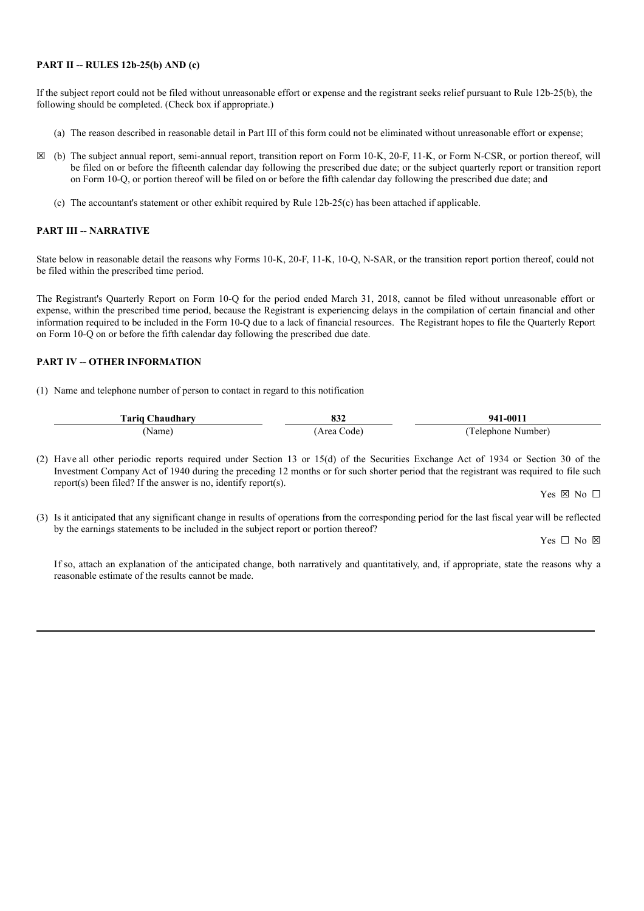**PART II -- RULES 12b-25(b) AND (c)**

If the subject report could not be filed without unreasonable effort or expense and the registrant seeks relief pursuant to Rule 12b-25(b), the following should be completed. (Check box if appropriate.)

(a) The reason described in reasonable detail in Part III of this form could not be eliminated without unreasonable effort or expense;

☒ (b) The subject annual report, semi-annual report, transition report on Form 10-K, 20-F, 11-K, or Form N-CSR, or portion thereof, will be filed on or before the fifteenth calendar day following the prescribed due date; or the subject quarterly report or transition report on Form 10-Q, or portion thereof will be filed on or before the fifth calendar day following the prescribed due date; and

(c) The accountant's statement or other exhibit required by Rule 12b-25(c) has been attached if applicable.

**PART III -- NARRATIVE**

State below in reasonable detail the reasons why Forms 10-K, 20-F, 11-K, 10-Q, N-SAR, or the transition report portion thereof, could not be filed within the prescribed time period.

The Registrant's Quarterly Report on Form 10-Q for the period ended March 31, 2018, cannot be filed without unreasonable effort or expense, within the prescribed time period, because the Registrant is experiencing delays in the compilation of certain financial and other information required to be included in the Form 10-Q due to a lack of financial resources. The Registrant hopes to file the Quarterly Report on Form 10-Q on or before the fifth calendar day following the prescribed due date.

**PART IV -- OTHER INFORMATION**

(1) Name and telephone number of person to contact in regard to this notification

| **Tariq Chaudhary** | **832** | **941-0011** |
|---|---|---|
| (Name) | (Area Code) | (Telephone Number) |

(2) Have all other periodic reports required under Section 13 or 15(d) of the Securities Exchange Act of 1934 or Section 30 of the Investment Company Act of 1940 during the preceding 12 months or for such shorter period that the registrant was required to file such report(s) been filed? If the answer is no, identify report(s).

Yes ☒ No ☐

(3) Is it anticipated that any significant change in results of operations from the corresponding period for the last fiscal year will be reflected by the earnings statements to be included in the subject report or portion thereof?

Yes ☐ No ☒

If so, attach an explanation of the anticipated change, both narratively and quantitatively, and, if appropriate, state the reasons why a reasonable estimate of the results cannot be made.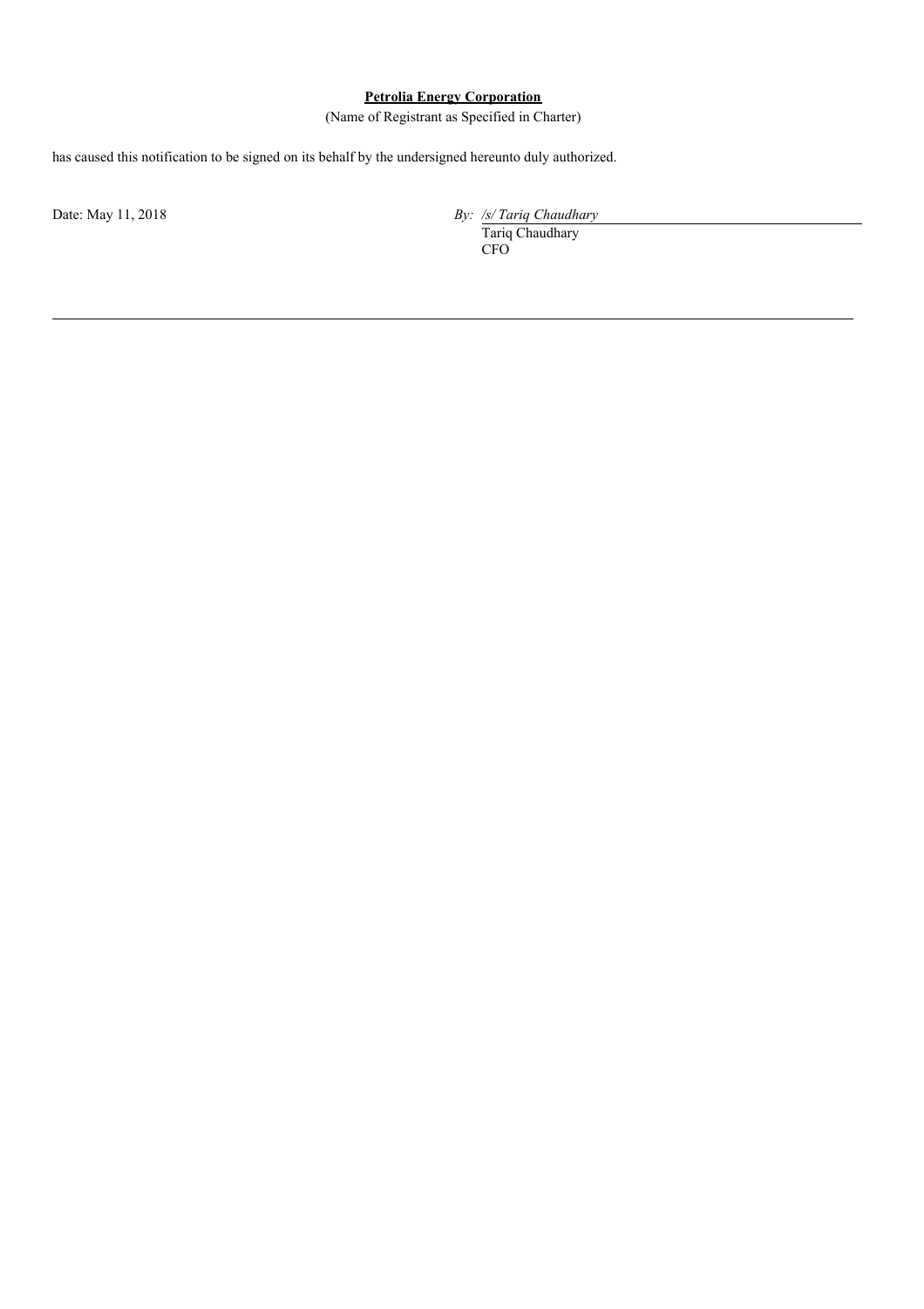**Petrolia Energy Corporation**

(Name of Registrant as Specified in Charter)

has caused this notification to be signed on its behalf by the undersigned hereunto duly authorized.

Date: May 11, 2018

*By: /s/ Tariq Chaudhary*

Tariq Chaudhary

CFO